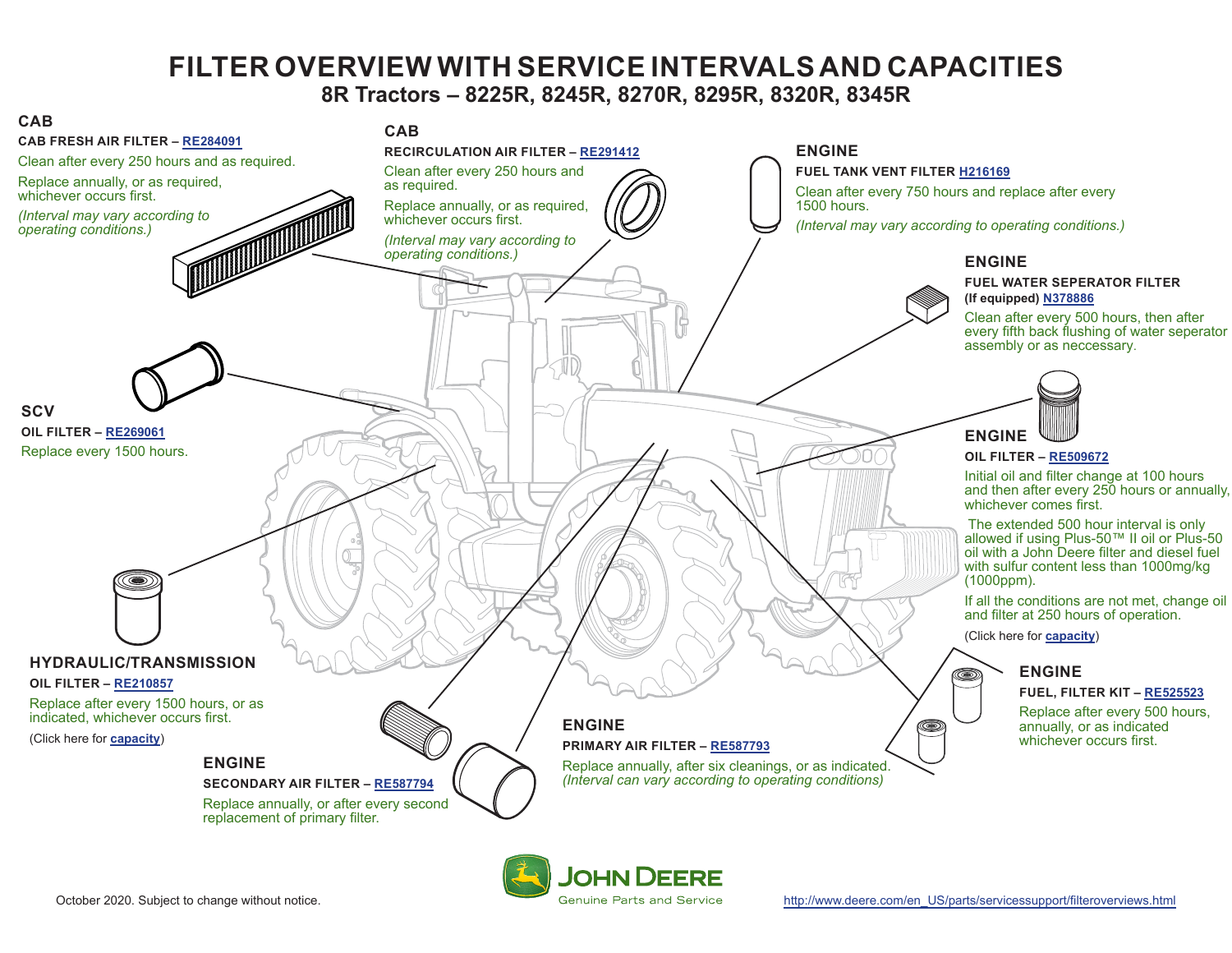# FILTER OVERVIEW WITH SERVICE INTERVALS AND CAPACITIES

## 8R Tractors – 8225R, 8245R, 8270R, 8295R, 8320R, 8345R

### CAB

**CAB FRESH AIR FILTER – RE284091**

Clean after every 250 hours and as required.

Replace annually, or as required, whichever occurs first.

*(Interval may vary according to operating conditions.)*

### CAB

**RECIRCULATION AIR FILTER – RE291412**

Clean after every 250 hours and as required.

Replace annually, or as required, whichever occurs first.

*(Interval may vary according to operating conditions.)*

### ENGINE

**FUEL TANK VENT FILTER H216169**

Clean after every 750 hours and replace after every 1500 hours.

*(Interval may vary according to operating conditions.)*

### ENGINE

**FUEL WATER SEPERATOR FILTER (If equipped) N378886**

Clean after every 500 hours, then after every fifth back flushing of water seperator assembly or as neccessary.

### SCV

**OIL FILTER – RE269061**

Replace every 1500 hours.

### ENGINE

**OIL FILTER – RE509672**

Initial oil and filter change at 100 hours and then after every 250 hours or annually, whichever comes first.

The extended 500 hour interval is only allowed if using Plus-50™ II oil or Plus-50 oil with a John Deere filter and diesel fuel with sulfur content less than 1000mg/kg (1000ppm).

If all the conditions are not met, change oil and filter at 250 hours of operation.

(Click here for capacity)

### HYDRAULIC/TRANSMISSION

**OIL FILTER – RE210857**

Replace after every 1500 hours, or as indicated, whichever occurs first.

(Click here for capacity)

### ENGINE

**FUEL, FILTER KIT – RE525523**

Replace after every 500 hours, annually, or as indicated whichever occurs first.

### ENGINE

**PRIMARY AIR FILTER – RE587793**

Replace annually, after six cleanings, or as indicated.
*(Interval can vary according to operating conditions)*

### ENGINE

**SECONDARY AIR FILTER – RE587794**

Replace annually, or after every second replacement of primary filter.

October 2020. Subject to change without notice.

JOHN DEERE
Genuine Parts and Service

http://www.deere.com/en_US/parts/servicessupport/filteroverviews.html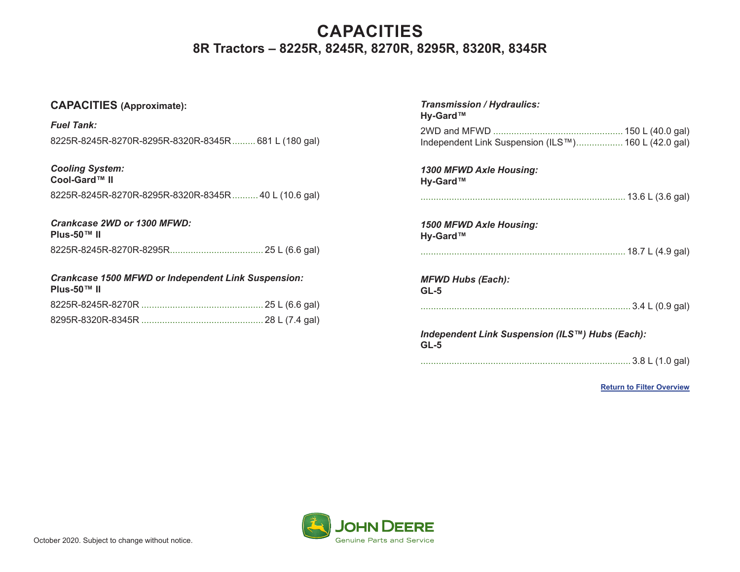# CAPACITIES

## 8R Tractors – 8225R, 8245R, 8270R, 8295R, 8320R, 8345R

### CAPACITIES (Approximate):

*Fuel Tank:*

8225R-8245R-8270R-8295R-8320R-8345R......... 681 L (180 gal)

*Cooling System:*
**Cool-Gard™ II**

8225R-8245R-8270R-8295R-8320R-8345R.......... 40 L (10.6 gal)

*Crankcase 2WD or 1300 MFWD:*
**Plus-50™ II**

8225R-8245R-8270R-8295R.................................... 25 L (6.6 gal)

*Crankcase 1500 MFWD or Independent Link Suspension:*
**Plus-50™ II**

8225R-8245R-8270R ............................................... 25 L (6.6 gal)

8295R-8320R-8345R ............................................... 28 L (7.4 gal)

*Transmission / Hydraulics:*
**Hy-Gard™**

2WD and MFWD .................................................. 150 L (40.0 gal)

Independent Link Suspension (ILS™).................. 160 L (42.0 gal)

*1300 MFWD Axle Housing:*
**Hy-Gard™**

............................................................................... 13.6 L (3.6 gal)

*1500 MFWD Axle Housing:*
**Hy-Gard™**

............................................................................... 18.7 L (4.9 gal)

*MFWD Hubs (Each):*
**GL-5**

................................................................................. 3.4 L (0.9 gal)

*Independent Link Suspension (ILS™) Hubs (Each):*
**GL-5**

................................................................................. 3.8 L (1.0 gal)

**Return to Filter Overview**

October 2020. Subject to change without notice.

JOHN DEERE
Genuine Parts and Service